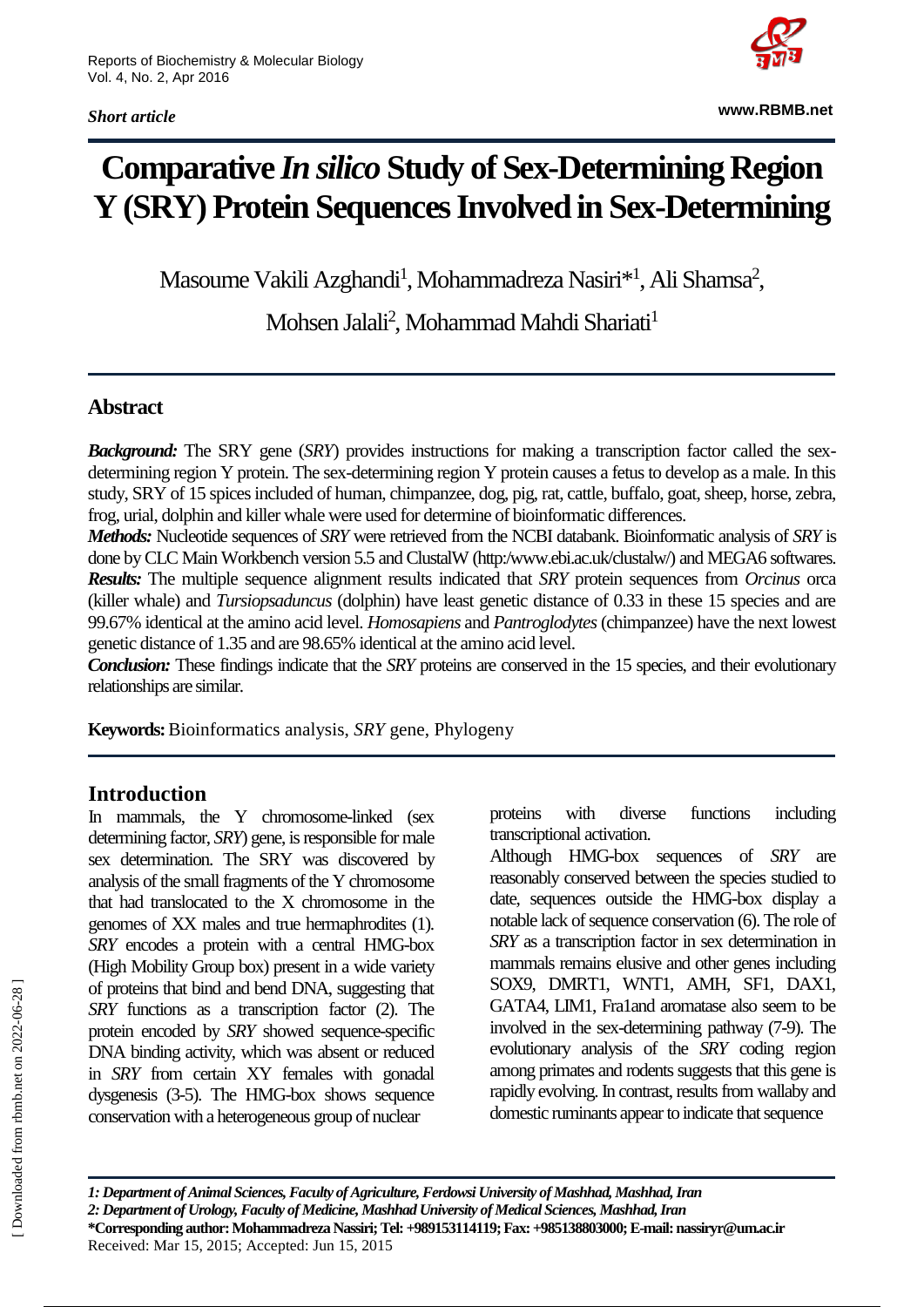*Short article*

# Comparative *In silico* Study of Sex-Determining Region Y (SRY) Protein Sequences Involved in Sex-Determining

Masoume Vakili Azghandi[1], Mohammadreza Nasiri*[1], Ali Shamsa[2], Mohsen Jalali[2], Mohammad Mahdi Shariati[1]

## Abstract

***Background:*** The SRY gene (*SRY*) provides instructions for making a transcription factor called the sex-determining region Y protein. The sex-determining region Y protein causes a fetus to develop as a male. In this study, SRY of 15 spices included of human, chimpanzee, dog, pig, rat, cattle, buffalo, goat, sheep, horse, zebra, frog, urial, dolphin and killer whale were used for determine of bioinformatic differences.

***Methods:*** Nucleotide sequences of *SRY* were retrieved from the NCBI databank. Bioinformatic analysis of *SRY* is done by CLC Main Workbench version 5.5 and ClustalW (http:/www.ebi.ac.uk/clustalw/) and MEGA6 softwares.

***Results:*** The multiple sequence alignment results indicated that *SRY* protein sequences from *Orcinus* orca (killer whale) and *Tursiopsaduncus* (dolphin) have least genetic distance of 0.33 in these 15 species and are 99.67% identical at the amino acid level. *Homosapiens* and *Pantroglodytes* (chimpanzee) have the next lowest genetic distance of 1.35 and are 98.65% identical at the amino acid level.

***Conclusion:*** These findings indicate that the *SRY* proteins are conserved in the 15 species, and their evolutionary relationships are similar.

**Keywords:** Bioinformatics analysis, *SRY* gene, Phylogeny

## Introduction

In mammals, the Y chromosome-linked (sex determining factor, *SRY*) gene, is responsible for male sex determination. The SRY was discovered by analysis of the small fragments of the Y chromosome that had translocated to the X chromosome in the genomes of XX males and true hermaphrodites (1). *SRY* encodes a protein with a central HMG-box (High Mobility Group box) present in a wide variety of proteins that bind and bend DNA, suggesting that *SRY* functions as a transcription factor (2). The protein encoded by *SRY* showed sequence-specific DNA binding activity, which was absent or reduced in *SRY* from certain XY females with gonadal dysgenesis (3-5). The HMG-box shows sequence conservation with a heterogeneous group of nuclear proteins with diverse functions including transcriptional activation.

Although HMG-box sequences of *SRY* are reasonably conserved between the species studied to date, sequences outside the HMG-box display a notable lack of sequence conservation (6). The role of *SRY* as a transcription factor in sex determination in mammals remains elusive and other genes including SOX9, DMRT1, WNT1, AMH, SF1, DAX1, GATA4, LIM1, Fra1and aromatase also seem to be involved in the sex-determining pathway (7-9). The evolutionary analysis of the *SRY* coding region among primates and rodents suggests that this gene is rapidly evolving. In contrast, results from wallaby and domestic ruminants appear to indicate that sequence

*1: Department of Animal Sciences, Faculty of Agriculture, Ferdowsi University of Mashhad, Mashhad, Iran*
*2: Department of Urology, Faculty of Medicine, Mashhad University of Medical Sciences, Mashhad, Iran*
**\*Corresponding author: Mohammadreza Nassiri; Tel: +989153114119; Fax: +985138803000; E-mail: nassiryr@um.ac.ir**
Received: Mar 15, 2015; Accepted: Jun 15, 2015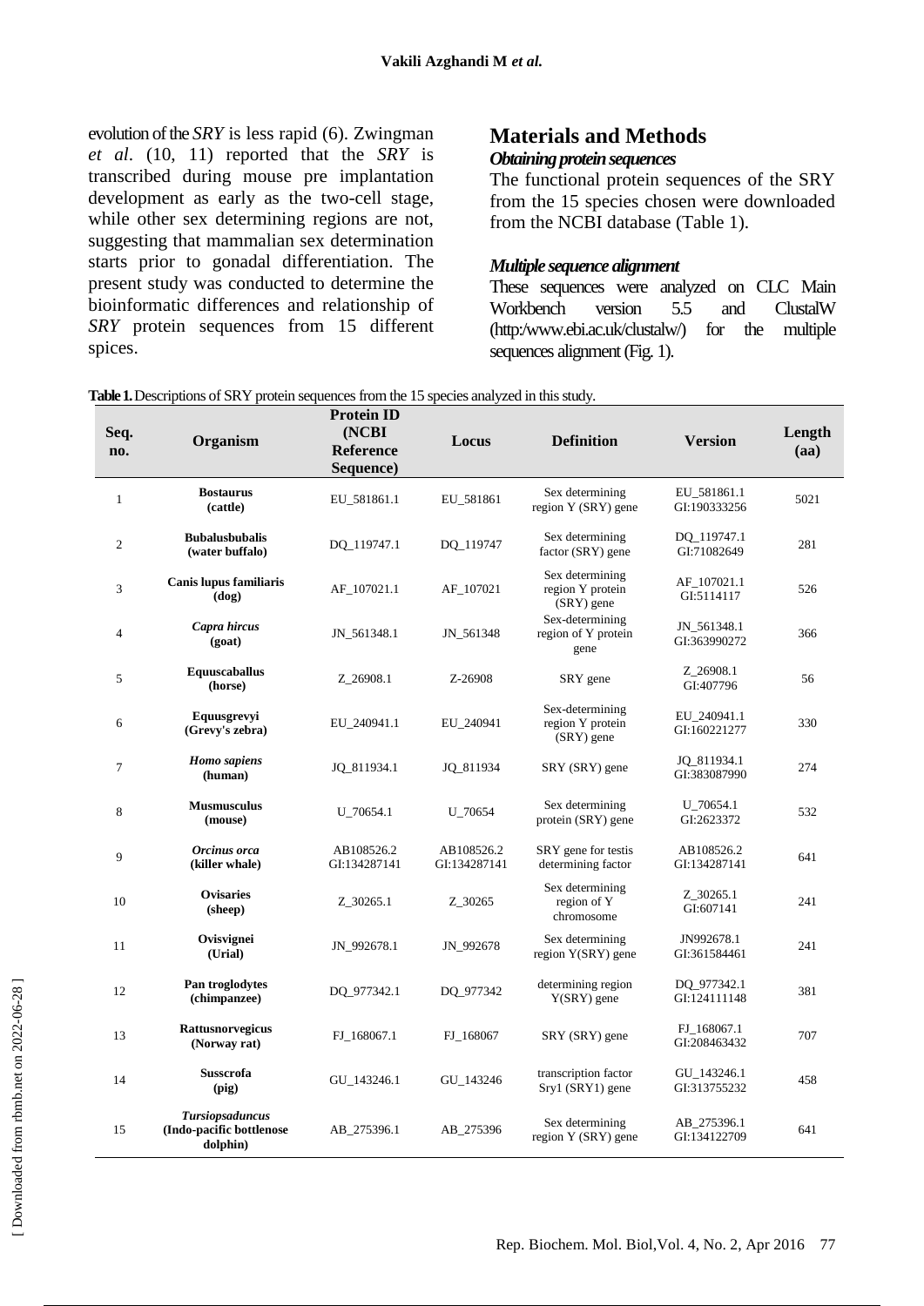evolution of the *SRY* is less rapid (6). Zwingman *et al*. (10, 11) reported that the *SRY* is transcribed during mouse pre implantation development as early as the two-cell stage, while other sex determining regions are not, suggesting that mammalian sex determination starts prior to gonadal differentiation. The present study was conducted to determine the bioinformatic differences and relationship of *SRY* protein sequences from 15 different spices.

## Materials and Methods

### *Obtaining protein sequences*

The functional protein sequences of the SRY from the 15 species chosen were downloaded from the NCBI database (Table 1).

### *Multiple sequence alignment*

These sequences were analyzed on CLC Main Workbench version 5.5 and ClustalW (http:/www.ebi.ac.uk/clustalw/) for the multiple sequences alignment (Fig. 1).

**Table 1.** Descriptions of SRY protein sequences from the 15 species analyzed in this study.

| Seq. no. | Organism | Protein ID (NCBI Reference Sequence) | Locus | Definition | Version | Length (aa) |
|---|---|---|---|---|---|---|
| 1 | **Bostaurus (cattle)** | EU_581861.1 | EU_581861 | Sex determining region Y (SRY) gene | EU_581861.1 GI:190333256 | 5021 |
| 2 | **Bubalusbubalis (water buffalo)** | DQ_119747.1 | DQ_119747 | Sex determining factor (SRY) gene | DQ_119747.1 GI:71082649 | 281 |
| 3 | **Canis lupus familiaris (dog)** | AF_107021.1 | AF_107021 | Sex determining region Y protein (SRY) gene | AF_107021.1 GI:5114117 | 526 |
| 4 | ***Capra hircus* (goat)** | JN_561348.1 | JN_561348 | Sex-determining region of Y protein gene | JN_561348.1 GI:363990272 | 366 |
| 5 | **Equuscaballus (horse)** | Z_26908.1 | Z-26908 | SRY gene | Z_26908.1 GI:407796 | 56 |
| 6 | **Equusgrevyi (Grevy's zebra)** | EU_240941.1 | EU_240941 | Sex-determining region Y protein (SRY) gene | EU_240941.1 GI:160221277 | 330 |
| 7 | ***Homo sapiens* (human)** | JQ_811934.1 | JQ_811934 | SRY (SRY) gene | JQ_811934.1 GI:383087990 | 274 |
| 8 | **Musmusculus (mouse)** | U_70654.1 | U_70654 | Sex determining protein (SRY) gene | U_70654.1 GI:2623372 | 532 |
| 9 | ***Orcinus orca* (killer whale)** | AB108526.2 GI:134287141 | AB108526.2 GI:134287141 | SRY gene for testis determining factor | AB108526.2 GI:134287141 | 641 |
| 10 | **Ovisaries (sheep)** | Z_30265.1 | Z_30265 | Sex determining region of Y chromosome | Z_30265.1 GI:607141 | 241 |
| 11 | **Ovisvignei (Urial)** | JN_992678.1 | JN_992678 | Sex determining region Y(SRY) gene | JN992678.1 GI:361584461 | 241 |
| 12 | **Pan troglodytes (chimpanzee)** | DQ_977342.1 | DQ_977342 | determining region Y(SRY) gene | DQ_977342.1 GI:124111148 | 381 |
| 13 | **Rattusnorvegicus (Norway rat)** | FJ_168067.1 | FJ_168067 | SRY (SRY) gene | FJ_168067.1 GI:208463432 | 707 |
| 14 | **Susscrofa (pig)** | GU_143246.1 | GU_143246 | transcription factor Sry1 (SRY1) gene | GU_143246.1 GI:313755232 | 458 |
| 15 | ***Tursiopsaduncus* (Indo-pacific bottlenose dolphin)** | AB_275396.1 | AB_275396 | Sex determining region Y (SRY) gene | AB_275396.1 GI:134122709 | 641 |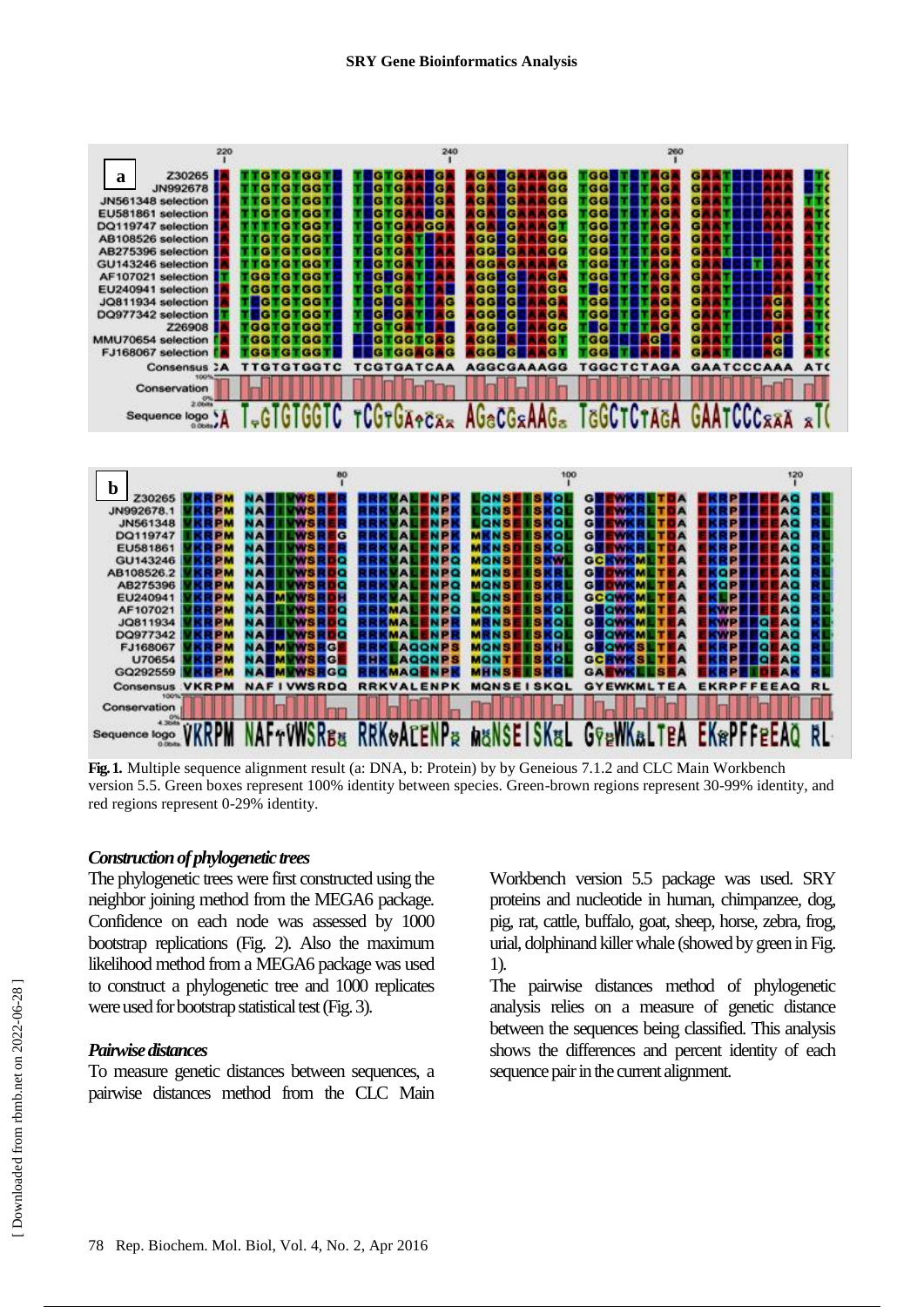Fig. 1. Multiple sequence alignment result (a: DNA, b: Protein) by by Geneious 7.1.2 and CLC Main Workbench version 5.5. Green boxes represent 100% identity between species. Green-brown regions represent 30-99% identity, and red regions represent 0-29% identity.

### *Construction of phylogenetic trees*

The phylogenetic trees were first constructed using the neighbor joining method from the MEGA6 package. Confidence on each node was assessed by 1000 bootstrap replications (Fig. 2). Also the maximum likelihood method from a MEGA6 package was used to construct a phylogenetic tree and 1000 replicates were used for bootstrap statistical test (Fig. 3).

### *Pairwise distances*

To measure genetic distances between sequences, a pairwise distances method from the CLC Main Workbench version 5.5 package was used. SRY proteins and nucleotide in human, chimpanzee, dog, pig, rat, cattle, buffalo, goat, sheep, horse, zebra, frog, urial, dolphinand killer whale (showed by green in Fig. 1).

The pairwise distances method of phylogenetic analysis relies on a measure of genetic distance between the sequences being classified. This analysis shows the differences and percent identity of each sequence pair in the current alignment.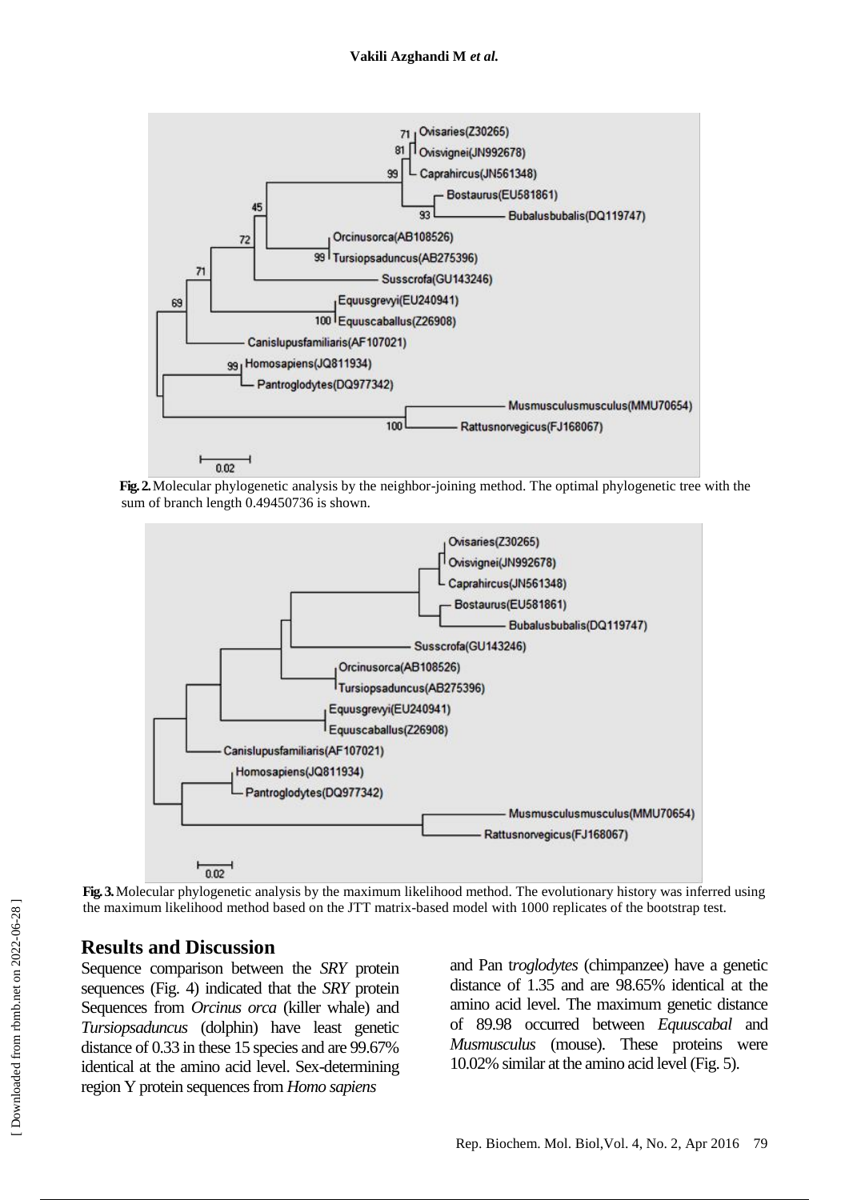**Fig. 2.** Molecular phylogenetic analysis by the neighbor-joining method. The optimal phylogenetic tree with the sum of branch length 0.49450736 is shown.

**Fig. 3.** Molecular phylogenetic analysis by the maximum likelihood method. The evolutionary history was inferred using the maximum likelihood method based on the JTT matrix-based model with 1000 replicates of the bootstrap test.

## Results and Discussion

Sequence comparison between the *SRY* protein sequences (Fig. 4) indicated that the *SRY* protein Sequences from *Orcinus orca* (killer whale) and *Tursiopsaduncus* (dolphin) have least genetic distance of 0.33 in these 15 species and are 99.67% identical at the amino acid level. Sex-determining region Y protein sequences from *Homo sapiens* and Pan t*roglodytes* (chimpanzee) have a genetic distance of 1.35 and are 98.65% identical at the amino acid level. The maximum genetic distance of 89.98 occurred between *Equuscabal* and *Musmusculus* (mouse). These proteins were 10.02% similar at the amino acid level (Fig. 5).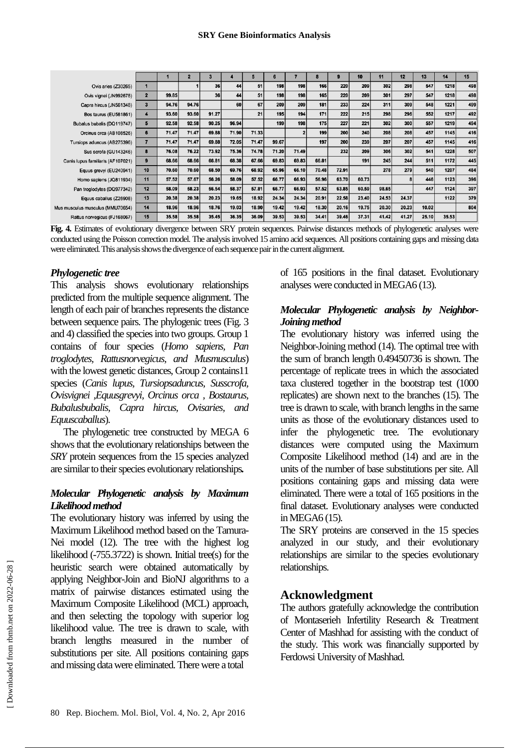|  |  | 1 | 2 | 3 | 4 | 5 | 6 | 7 | 8 | 9 | 10 | 11 | 12 | 13 | 14 | 15 |
|---|---|---|---|---|---|---|---|---|---|---|---|---|---|---|---|---|
| Ovis aries (Z30265) | 1 |  | 1 | 36 | 44 | 51 | 198 | 198 | 166 | 220 | 209 | 302 | 298 | 547 | 1218 | 498 |
| Ovis vignei (JN992678) | 2 | 99.85 |  | 36 | 44 | 51 | 198 | 198 | 165 | 220 | 209 | 301 | 297 | 547 | 1218 | 498 |
| Capra hircus (JN561348) | 3 | 94.76 | 94.76 |  | 60 | 67 | 209 | 209 | 181 | 233 | 224 | 311 | 309 | 548 | 1221 | 499 |
| Bos taurus (EU581861) | 4 | 93.60 | 93.60 | 91.27 |  | 21 | 195 | 194 | 171 | 222 | 215 | 298 | 296 | 552 | 1217 | 492 |
| Bubalus bubalis (DQ119747) | 5 | 92.58 | 92.58 | 90.25 | 96.94 |  | 199 | 198 | 175 | 227 | 221 | 302 | 300 | 557 | 1219 | 494 |
| Orcinus orca (AB108526) | 6 | 71.47 | 71.47 | 69.88 | 71.90 | 71.33 |  | 2 | 199 | 200 | 240 | 208 | 208 | 457 | 1145 | 416 |
| Tursiops aduncus (AB275396) | 7 | 71.47 | 71.47 | 69.88 | 72.05 | 71.47 | 99.67 |  | 197 | 200 | 239 | 207 | 207 | 457 | 1145 | 416 |
| Sus scrofa (GU143246) | 8 | 76.08 | 76.22 | 73.92 | 75.36 | 74.78 | 71.20 | 71.49 |  | 232 | 209 | 306 | 302 | 541 | 1228 | 507 |
| Canis lupus familiaris (AF107021) | 9 | 68.66 | 68.66 | 66.81 | 68.38 | 67.66 | 69.83 | 69.83 | 66.81 |  | 191 | 245 | 244 | 511 | 1172 | 445 |
| Equus grevyi (EU240941) | 10 | 70.60 | 70.60 | 68.50 | 69.76 | 68.92 | 65.96 | 66.10 | 70.48 | 72.91 |  | 278 | 279 | 540 | 1207 | 484 |
| Homo sapiens (JQ811934) | 11 | 57.52 | 57.67 | 56.26 | 58.09 | 57.52 | 66.77 | 66.93 | 56.96 | 63.70 | 60.73 |  | 8 | 446 | 1123 | 396 |
| Pan troglodytes (DQ977342) | 12 | 58.09 | 58.23 | 56.54 | 58.37 | 57.81 | 66.77 | 66.93 | 57.52 | 63.85 | 60.59 | 98.65 |  | 447 | 1124 | 397 |
| Equus caballus (Z26908) | 13 | 20.38 | 20.38 | 20.23 | 19.65 | 18.92 | 24.34 | 24.34 | 20.91 | 22.58 | 23.40 | 24.53 | 24.37 |  | 1122 | 379 |
| Mus musculus musculus (MMU70654) | 14 | 18.96 | 18.96 | 18.76 | 19.03 | 18.90 | 19.42 | 19.42 | 18.30 | 20.16 | 19.75 | 20.30 | 20.23 | 10.02 |  | 804 |
| Rattus norvegicus (FJ168067) | 15 | 35.58 | 35.58 | 35.45 | 36.35 | 36.09 | 39.53 | 39.53 | 34.41 | 39.46 | 37.31 | 41.42 | 41.27 | 25.10 | 35.53 |  |

**Fig. 4.** Estimates of evolutionary divergence between SRY protein sequences. Pairwise distances methods of phylogenetic analyses were conducted using the Poisson correction model. The analysis involved 15 amino acid sequences. All positions containing gaps and missing data were eliminated. This analysis shows the divergence of each sequence pair in the current alignment.

### *Phylogenetic tree*

This analysis shows evolutionary relationships predicted from the multiple sequence alignment. The length of each pair of branches represents the distance between sequence pairs. The phylogenic trees (Fig. 3 and 4) classified the species into two groups. Group 1 contains of four species (*Homo sapiens, Pan troglodytes, Rattusnorvegicus, and Musmusculus*) with the lowest genetic distances, Group 2 contains11 species (*Canis lupus, Tursiopsaduncus, Susscrofa, Ovisvignei ,Equusgrevyi, Orcinus orca , Bostaurus, Bubalusbubalis, Capra hircus, Ovisaries, and Equuscaballus*).

The phylogenetic tree constructed by MEGA 6 shows that the evolutionary relationships between the *SRY* protein sequences from the 15 species analyzed are similar to their species evolutionary relationships**.**

### *Molecular Phylogenetic analysis by Maximum Likelihood method*

The evolutionary history was inferred by using the Maximum Likelihood method based on the Tamura-Nei model (12). The tree with the highest log likelihood (-755.3722) is shown. Initial tree(s) for the heuristic search were obtained automatically by applying Neighbor-Join and BioNJ algorithms to a matrix of pairwise distances estimated using the Maximum Composite Likelihood (MCL) approach, and then selecting the topology with superior log likelihood value. The tree is drawn to scale, with branch lengths measured in the number of substitutions per site. All positions containing gaps and missing data were eliminated. There were a total of 165 positions in the final dataset. Evolutionary analyses were conducted in MEGA6 (13).

### *Molecular Phylogenetic analysis by Neighbor-Joining method*

The evolutionary history was inferred using the Neighbor-Joining method (14). The optimal tree with the sum of branch length 0.49450736 is shown. The percentage of replicate trees in which the associated taxa clustered together in the bootstrap test (1000 replicates) are shown next to the branches (15). The tree is drawn to scale, with branch lengths in the same units as those of the evolutionary distances used to infer the phylogenetic tree. The evolutionary distances were computed using the Maximum Composite Likelihood method (14) and are in the units of the number of base substitutions per site. All positions containing gaps and missing data were eliminated. There were a total of 165 positions in the final dataset. Evolutionary analyses were conducted in MEGA6 (15).

The SRY proteins are conserved in the 15 species analyzed in our study, and their evolutionary relationships are similar to the species evolutionary relationships.

## Acknowledgment

The authors gratefully acknowledge the contribution of Montaserieh Infertility Research & Treatment Center of Mashhad for assisting with the conduct of the study. This work was financially supported by Ferdowsi University of Mashhad.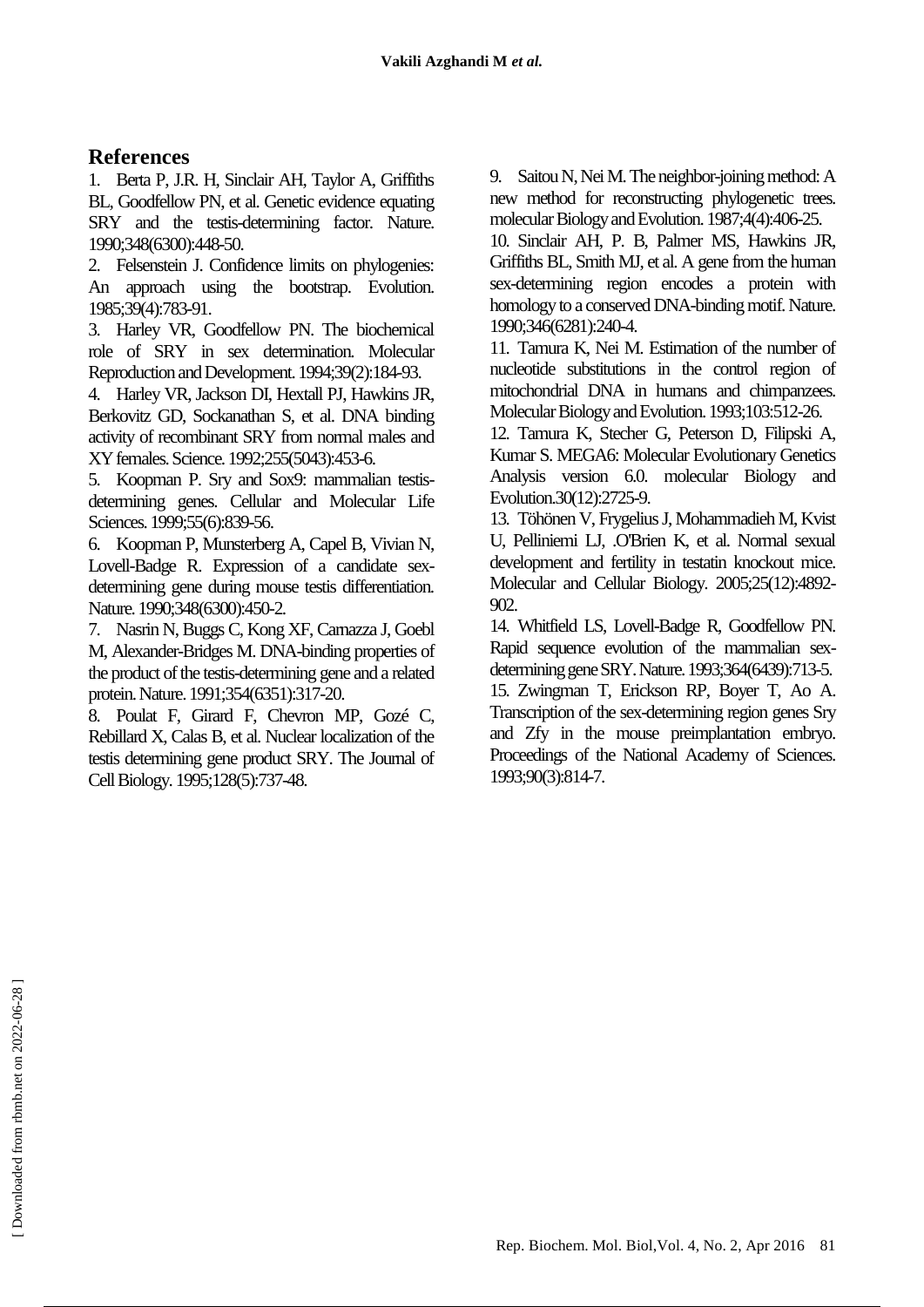## References

1. Berta P, J.R. H, Sinclair AH, Taylor A, Griffiths BL, Goodfellow PN, et al. Genetic evidence equating SRY and the testis-determining factor. Nature. 1990;348(6300):448-50.
2. Felsenstein J. Confidence limits on phylogenies: An approach using the bootstrap. Evolution. 1985;39(4):783-91.
3. Harley VR, Goodfellow PN. The biochemical role of SRY in sex determination. Molecular Reproduction and Development. 1994;39(2):184-93.
4. Harley VR, Jackson DI, Hextall PJ, Hawkins JR, Berkovitz GD, Sockanathan S, et al. DNA binding activity of recombinant SRY from normal males and XY females. Science. 1992;255(5043):453-6.
5. Koopman P. Sry and Sox9: mammalian testis-determining genes. Cellular and Molecular Life Sciences. 1999;55(6):839-56.
6. Koopman P, Munsterberg A, Capel B, Vivian N, Lovell-Badge R. Expression of a candidate sex-determining gene during mouse testis differentiation. Nature. 1990;348(6300):450-2.
7. Nasrin N, Buggs C, Kong XF, Carnazza J, Goebl M, Alexander-Bridges M. DNA-binding properties of the product of the testis-determining gene and a related protein. Nature. 1991;354(6351):317-20.
8. Poulat F, Girard F, Chevron MP, Gozé C, Rebillard X, Calas B, et al. Nuclear localization of the testis determining gene product SRY. The Journal of Cell Biology. 1995;128(5):737-48.
9. Saitou N, Nei M. The neighbor-joining method: A new method for reconstructing phylogenetic trees. molecular Biology and Evolution. 1987;4(4):406-25.
10. Sinclair AH, P. B, Palmer MS, Hawkins JR, Griffiths BL, Smith MJ, et al. A gene from the human sex-determining region encodes a protein with homology to a conserved DNA-binding motif. Nature. 1990;346(6281):240-4.
11. Tamura K, Nei M. Estimation of the number of nucleotide substitutions in the control region of mitochondrial DNA in humans and chimpanzees. Molecular Biology and Evolution. 1993;103:512-26.
12. Tamura K, Stecher G, Peterson D, Filipski A, Kumar S. MEGA6: Molecular Evolutionary Genetics Analysis version 6.0. molecular Biology and Evolution.30(12):2725-9.
13. Töhönen V, Frygelius J, Mohammadieh M, Kvist U, Pelliniemi LJ, .O'Brien K, et al. Normal sexual development and fertility in testatin knockout mice. Molecular and Cellular Biology. 2005;25(12):4892-902.
14. Whitfield LS, Lovell-Badge R, Goodfellow PN. Rapid sequence evolution of the mammalian sex-determining gene SRY. Nature. 1993;364(6439):713-5.
15. Zwingman T, Erickson RP, Boyer T, Ao A. Transcription of the sex-determining region genes Sry and Zfy in the mouse preimplantation embryo. Proceedings of the National Academy of Sciences. 1993;90(3):814-7.